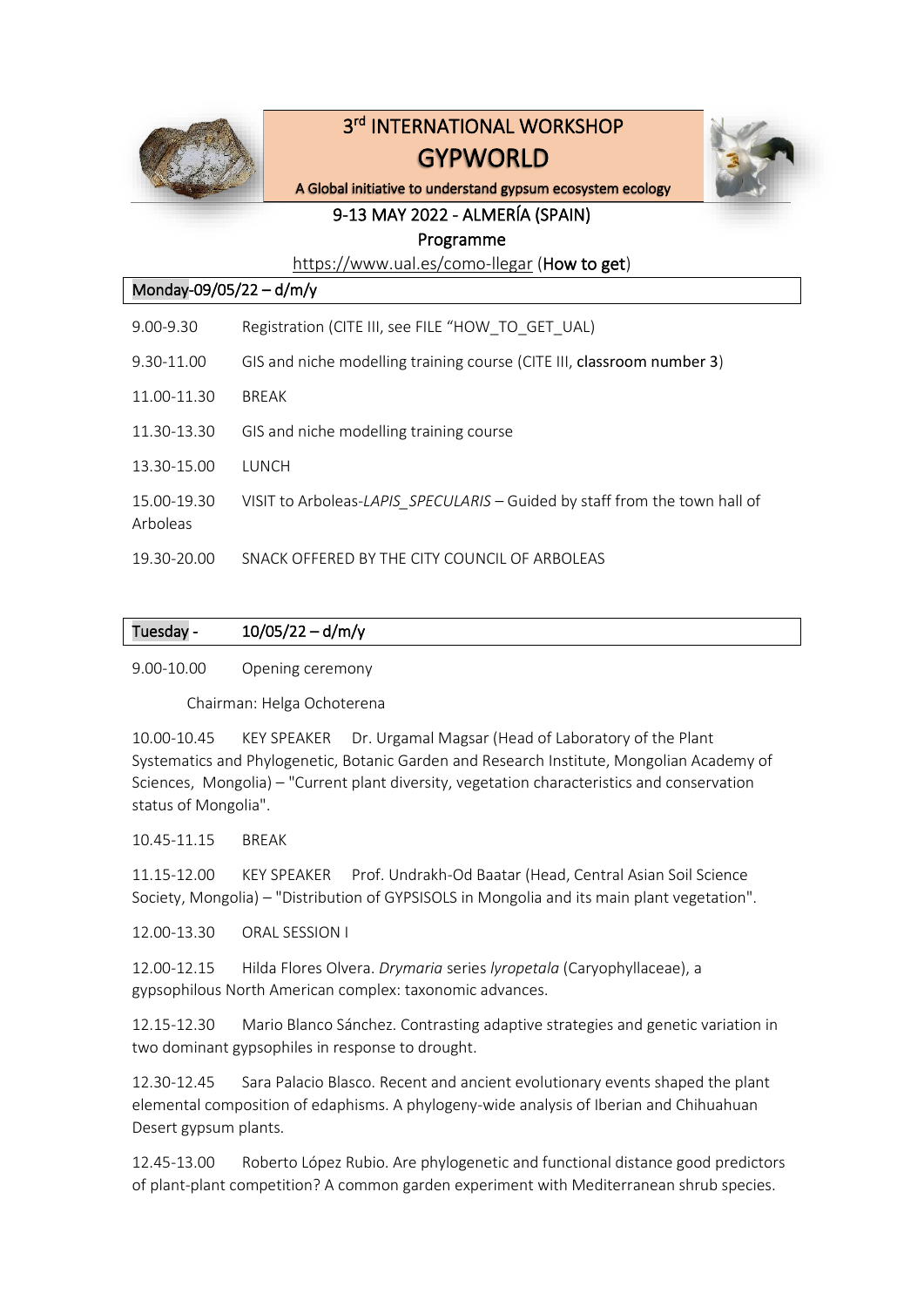# 3rd INTERNATIONAL WORKSHOP
# GYPWORLD

**A Global initiative to understand gypsum ecosystem ecology**

## 9-13 MAY 2022 - ALMERÍA (SPAIN)

### Programme

https://www.ual.es/como-llegar (**How to get**)

## Monday-09/05/22 – d/m/y

9.00-9.30 Registration (CITE III, see FILE "HOW_TO_GET_UAL)

9.30-11.00 GIS and niche modelling training course (CITE III, classroom number 3)

11.00-11.30 BREAK

11.30-13.30 GIS and niche modelling training course

13.30-15.00 LUNCH

15.00-19.30 VISIT to Arboleas-*LAPIS_SPECULARIS* – Guided by staff from the town hall of Arboleas

19.30-20.00 SNACK OFFERED BY THE CITY COUNCIL OF ARBOLEAS

## Tuesday - 10/05/22 – d/m/y

9.00-10.00 Opening ceremony

Chairman: Helga Ochoterena

10.00-10.45 KEY SPEAKER Dr. Urgamal Magsar (Head of Laboratory of the Plant Systematics and Phylogenetic, Botanic Garden and Research Institute, Mongolian Academy of Sciences, Mongolia) – "Current plant diversity, vegetation characteristics and conservation status of Mongolia".

10.45-11.15 BREAK

11.15-12.00 KEY SPEAKER Prof. Undrakh-Od Baatar (Head, Central Asian Soil Science Society, Mongolia) – "Distribution of GYPSISOLS in Mongolia and its main plant vegetation".

12.00-13.30 ORAL SESSION I

12.00-12.15 Hilda Flores Olvera. *Drymaria* series *lyropetala* (Caryophyllaceae), a gypsophilous North American complex: taxonomic advances.

12.15-12.30 Mario Blanco Sánchez. Contrasting adaptive strategies and genetic variation in two dominant gypsophiles in response to drought.

12.30-12.45 Sara Palacio Blasco. Recent and ancient evolutionary events shaped the plant elemental composition of edaphisms. A phylogeny-wide analysis of Iberian and Chihuahuan Desert gypsum plants.

12.45-13.00 Roberto López Rubio. Are phylogenetic and functional distance good predictors of plant-plant competition? A common garden experiment with Mediterranean shrub species.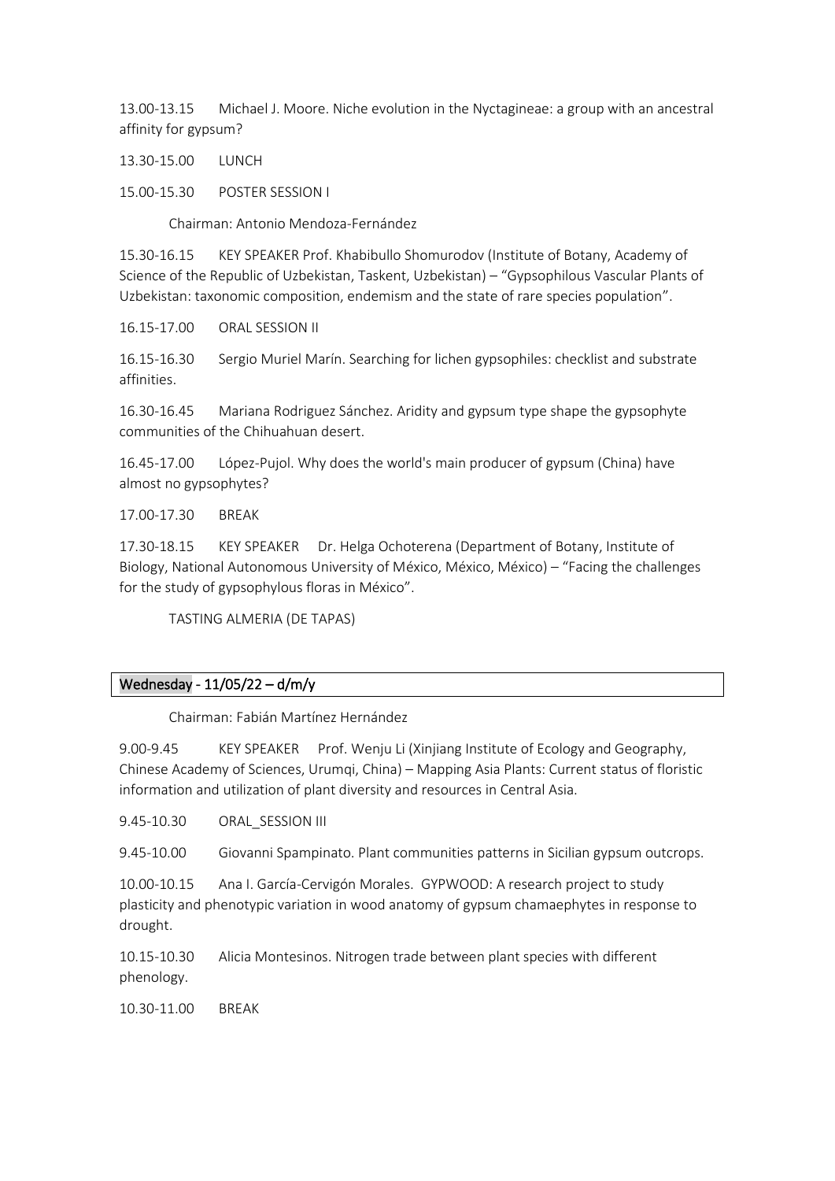13.00-13.15 Michael J. Moore. Niche evolution in the Nyctagineae: a group with an ancestral affinity for gypsum?

13.30-15.00 LUNCH

15.00-15.30 POSTER SESSION I

Chairman: Antonio Mendoza-Fernández

15.30-16.15 KEY SPEAKER Prof. Khabibullo Shomurodov (Institute of Botany, Academy of Science of the Republic of Uzbekistan, Taskent, Uzbekistan) – "Gypsophilous Vascular Plants of Uzbekistan: taxonomic composition, endemism and the state of rare species population".

16.15-17.00 ORAL SESSION II

16.15-16.30 Sergio Muriel Marín. Searching for lichen gypsophiles: checklist and substrate affinities.

16.30-16.45 Mariana Rodriguez Sánchez. Aridity and gypsum type shape the gypsophyte communities of the Chihuahuan desert.

16.45-17.00 López-Pujol. Why does the world's main producer of gypsum (China) have almost no gypsophytes?

17.00-17.30 BREAK

17.30-18.15 KEY SPEAKER Dr. Helga Ochoterena (Department of Botany, Institute of Biology, National Autonomous University of México, México, México) – "Facing the challenges for the study of gypsophylous floras in México".

TASTING ALMERIA (DE TAPAS)

## Wednesday - 11/05/22 – d/m/y

Chairman: Fabián Martínez Hernández

9.00-9.45 KEY SPEAKER Prof. Wenju Li (Xinjiang Institute of Ecology and Geography, Chinese Academy of Sciences, Urumqi, China) – Mapping Asia Plants: Current status of floristic information and utilization of plant diversity and resources in Central Asia.

9.45-10.30 ORAL_SESSION III

9.45-10.00 Giovanni Spampinato. Plant communities patterns in Sicilian gypsum outcrops.

10.00-10.15 Ana I. García-Cervigón Morales. GYPWOOD: A research project to study plasticity and phenotypic variation in wood anatomy of gypsum chamaephytes in response to drought.

10.15-10.30 Alicia Montesinos. Nitrogen trade between plant species with different phenology.

10.30-11.00 BREAK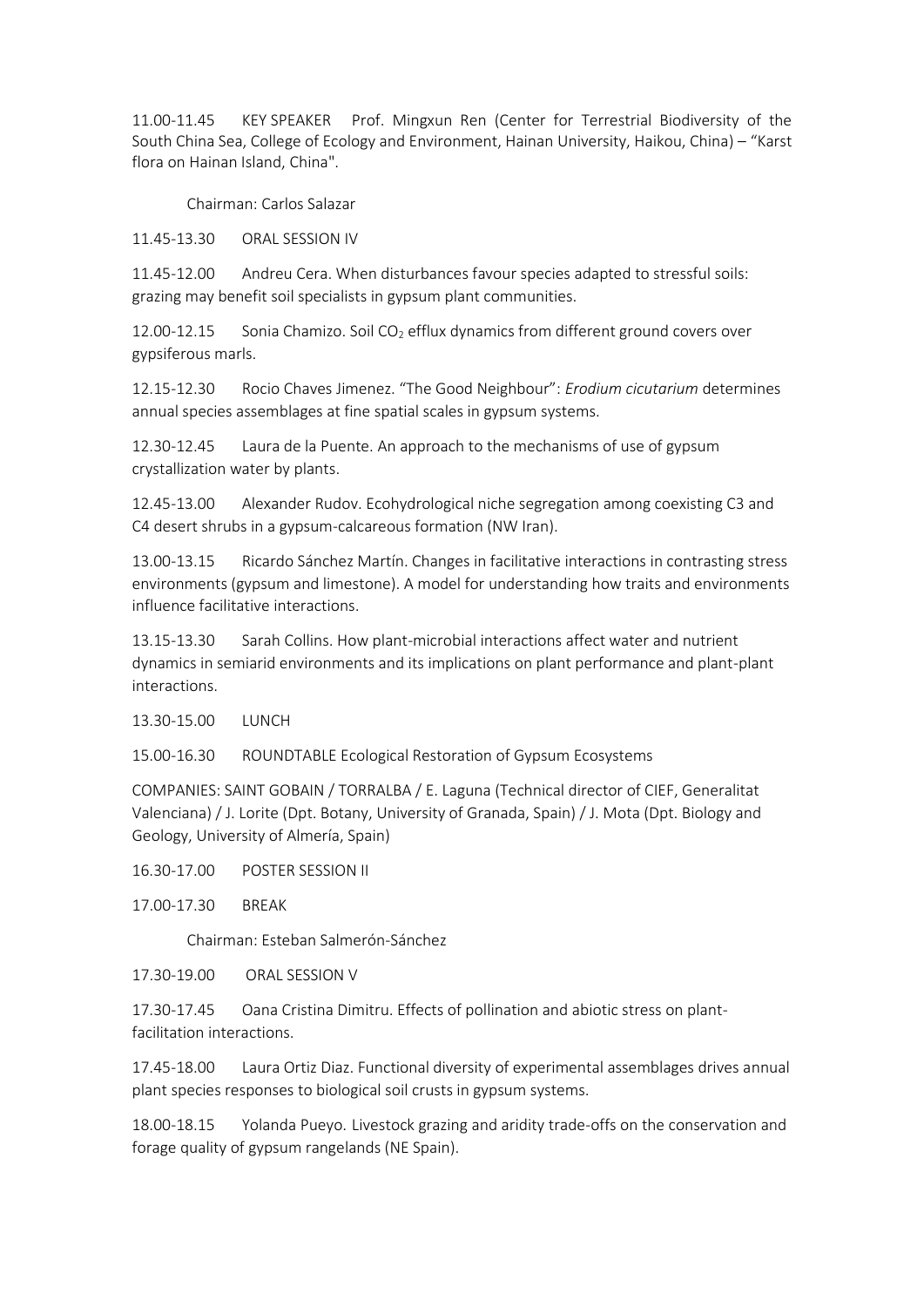11.00-11.45 KEY SPEAKER Prof. Mingxun Ren (Center for Terrestrial Biodiversity of the South China Sea, College of Ecology and Environment, Hainan University, Haikou, China) – "Karst flora on Hainan Island, China".

Chairman: Carlos Salazar

11.45-13.30 ORAL SESSION IV

11.45-12.00 Andreu Cera. When disturbances favour species adapted to stressful soils: grazing may benefit soil specialists in gypsum plant communities.

12.00-12.15 Sonia Chamizo. Soil $CO_2$ efflux dynamics from different ground covers over gypsiferous marls.

12.15-12.30 Rocio Chaves Jimenez. "The Good Neighbour": *Erodium cicutarium* determines annual species assemblages at fine spatial scales in gypsum systems.

12.30-12.45 Laura de la Puente. An approach to the mechanisms of use of gypsum crystallization water by plants.

12.45-13.00 Alexander Rudov. Ecohydrological niche segregation among coexisting C3 and C4 desert shrubs in a gypsum-calcareous formation (NW Iran).

13.00-13.15 Ricardo Sánchez Martín. Changes in facilitative interactions in contrasting stress environments (gypsum and limestone). A model for understanding how traits and environments influence facilitative interactions.

13.15-13.30 Sarah Collins. How plant-microbial interactions affect water and nutrient dynamics in semiarid environments and its implications on plant performance and plant-plant interactions.

13.30-15.00 LUNCH

15.00-16.30 ROUNDTABLE Ecological Restoration of Gypsum Ecosystems

COMPANIES: SAINT GOBAIN / TORRALBA / E. Laguna (Technical director of CIEF, Generalitat Valenciana) / J. Lorite (Dpt. Botany, University of Granada, Spain) / J. Mota (Dpt. Biology and Geology, University of Almería, Spain)

16.30-17.00 POSTER SESSION II

17.00-17.30 BREAK

Chairman: Esteban Salmerón-Sánchez

17.30-19.00 ORAL SESSION V

17.30-17.45 Oana Cristina Dimitru. Effects of pollination and abiotic stress on plant-facilitation interactions.

17.45-18.00 Laura Ortiz Diaz. Functional diversity of experimental assemblages drives annual plant species responses to biological soil crusts in gypsum systems.

18.00-18.15 Yolanda Pueyo. Livestock grazing and aridity trade-offs on the conservation and forage quality of gypsum rangelands (NE Spain).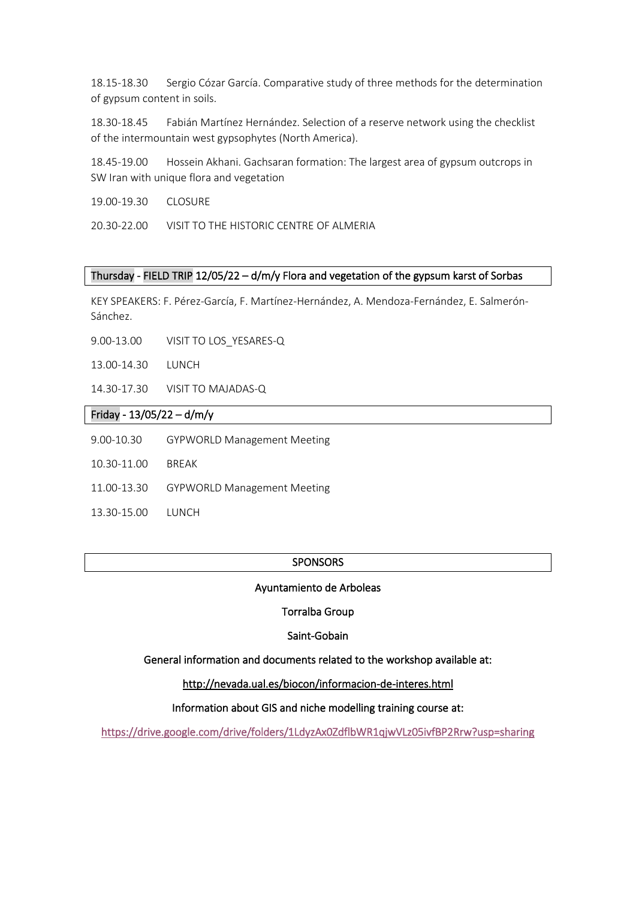18.15-18.30 Sergio Cózar García. Comparative study of three methods for the determination of gypsum content in soils.

18.30-18.45 Fabián Martínez Hernández. Selection of a reserve network using the checklist of the intermountain west gypsophytes (North America).

18.45-19.00 Hossein Akhani. Gachsaran formation: The largest area of gypsum outcrops in SW Iran with unique flora and vegetation

19.00-19.30 CLOSURE

20.30-22.00 VISIT TO THE HISTORIC CENTRE OF ALMERIA

## Thursday - FIELD TRIP 12/05/22 – d/m/y Flora and vegetation of the gypsum karst of Sorbas

KEY SPEAKERS: F. Pérez-García, F. Martínez-Hernández, A. Mendoza-Fernández, E. Salmerón-Sánchez.

9.00-13.00 VISIT TO LOS_YESARES-Q

13.00-14.30 LUNCH

14.30-17.30 VISIT TO MAJADAS-Q

## Friday - 13/05/22 – d/m/y

9.00-10.30 GYPWORLD Management Meeting

10.30-11.00 BREAK

11.00-13.30 GYPWORLD Management Meeting

13.30-15.00 LUNCH

## SPONSORS

Ayuntamiento de Arboleas

Torralba Group

Saint-Gobain

General information and documents related to the workshop available at:

http://nevada.ual.es/biocon/informacion-de-interes.html

Information about GIS and niche modelling training course at:

https://drive.google.com/drive/folders/1LdyzAx0ZdflbWR1qjwVLz05ivfBP2Rrw?usp=sharing